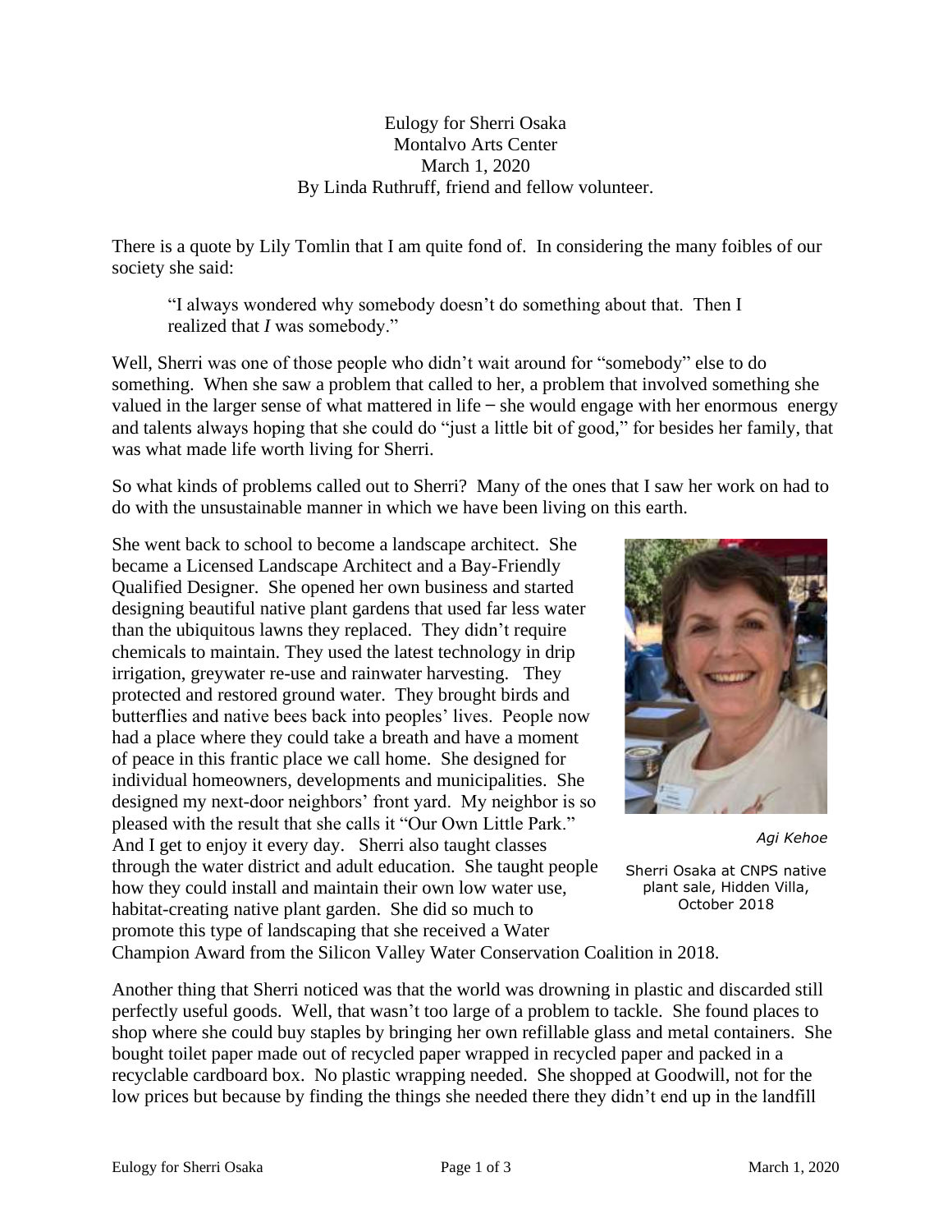Eulogy for Sherri Osaka
Montalvo Arts Center
March 1, 2020
By Linda Ruthruff, friend and fellow volunteer.

There is a quote by Lily Tomlin that I am quite fond of. In considering the many foibles of our society she said:

> "I always wondered why somebody doesn't do something about that. Then I realized that *I* was somebody."

Well, Sherri was one of those people who didn't wait around for "somebody" else to do something. When she saw a problem that called to her, a problem that involved something she valued in the larger sense of what mattered in life – she would engage with her enormous energy and talents always hoping that she could do "just a little bit of good," for besides her family, that was what made life worth living for Sherri.

So what kinds of problems called out to Sherri? Many of the ones that I saw her work on had to do with the unsustainable manner in which we have been living on this earth.

She went back to school to become a landscape architect. She became a Licensed Landscape Architect and a Bay-Friendly Qualified Designer. She opened her own business and started designing beautiful native plant gardens that used far less water than the ubiquitous lawns they replaced. They didn't require chemicals to maintain. They used the latest technology in drip irrigation, greywater re-use and rainwater harvesting. They protected and restored ground water. They brought birds and butterflies and native bees back into peoples' lives. People now had a place where they could take a breath and have a moment of peace in this frantic place we call home. She designed for individual homeowners, developments and municipalities. She designed my next-door neighbors' front yard. My neighbor is so pleased with the result that she calls it "Our Own Little Park." And I get to enjoy it every day. Sherri also taught classes through the water district and adult education. She taught people how they could install and maintain their own low water use, habitat-creating native plant garden. She did so much to promote this type of landscaping that she received a Water Champion Award from the Silicon Valley Water Conservation Coalition in 2018.

*Agi Kehoe*

Sherri Osaka at CNPS native plant sale, Hidden Villa, October 2018

Another thing that Sherri noticed was that the world was drowning in plastic and discarded still perfectly useful goods. Well, that wasn't too large of a problem to tackle. She found places to shop where she could buy staples by bringing her own refillable glass and metal containers. She bought toilet paper made out of recycled paper wrapped in recycled paper and packed in a recyclable cardboard box. No plastic wrapping needed. She shopped at Goodwill, not for the low prices but because by finding the things she needed there they didn't end up in the landfill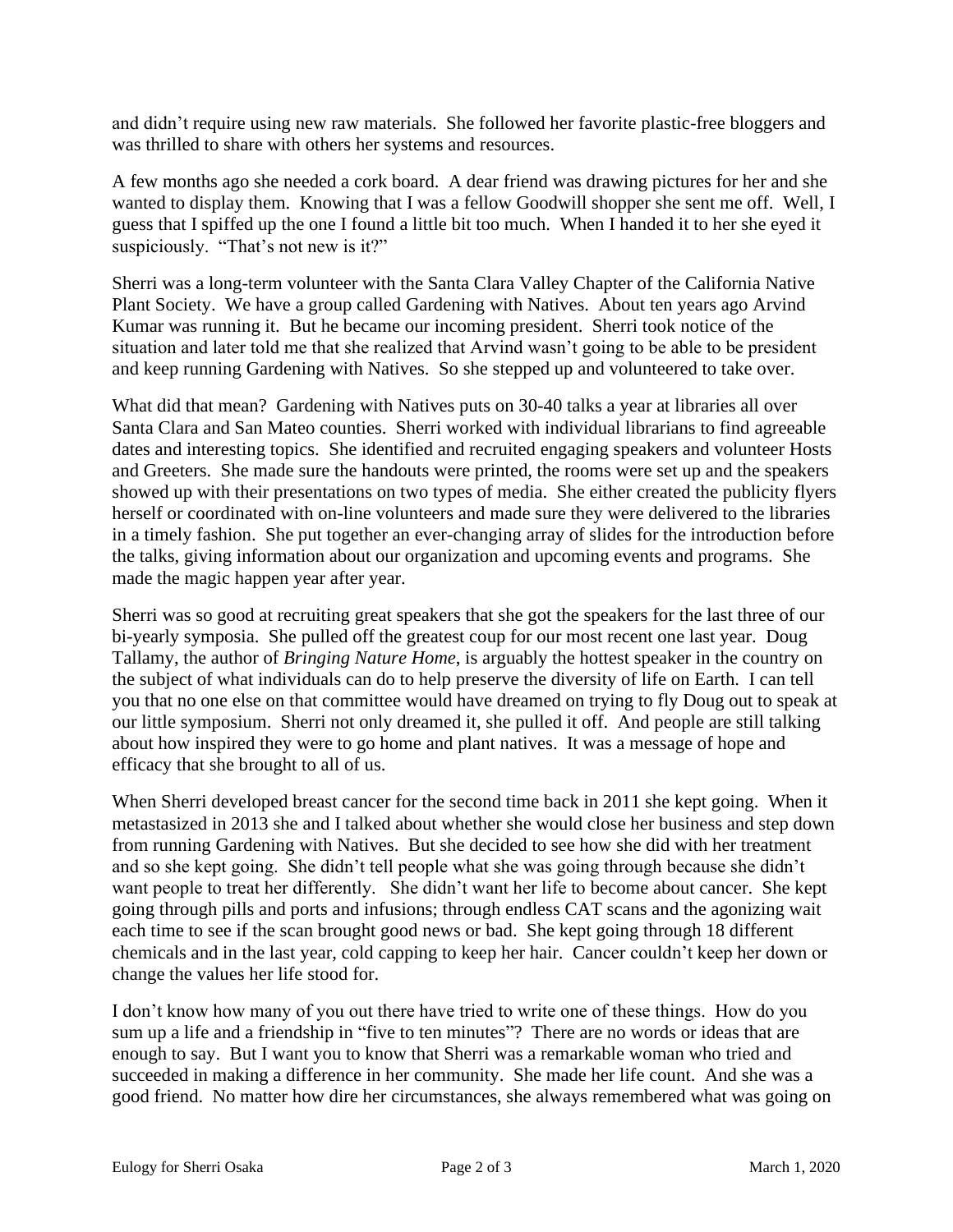and didn't require using new raw materials. She followed her favorite plastic-free bloggers and was thrilled to share with others her systems and resources.

A few months ago she needed a cork board. A dear friend was drawing pictures for her and she wanted to display them. Knowing that I was a fellow Goodwill shopper she sent me off. Well, I guess that I spiffed up the one I found a little bit too much. When I handed it to her she eyed it suspiciously. "That's not new is it?"

Sherri was a long-term volunteer with the Santa Clara Valley Chapter of the California Native Plant Society. We have a group called Gardening with Natives. About ten years ago Arvind Kumar was running it. But he became our incoming president. Sherri took notice of the situation and later told me that she realized that Arvind wasn't going to be able to be president and keep running Gardening with Natives. So she stepped up and volunteered to take over.

What did that mean? Gardening with Natives puts on 30-40 talks a year at libraries all over Santa Clara and San Mateo counties. Sherri worked with individual librarians to find agreeable dates and interesting topics. She identified and recruited engaging speakers and volunteer Hosts and Greeters. She made sure the handouts were printed, the rooms were set up and the speakers showed up with their presentations on two types of media. She either created the publicity flyers herself or coordinated with on-line volunteers and made sure they were delivered to the libraries in a timely fashion. She put together an ever-changing array of slides for the introduction before the talks, giving information about our organization and upcoming events and programs. She made the magic happen year after year.

Sherri was so good at recruiting great speakers that she got the speakers for the last three of our bi-yearly symposia. She pulled off the greatest coup for our most recent one last year. Doug Tallamy, the author of *Bringing Nature Home*, is arguably the hottest speaker in the country on the subject of what individuals can do to help preserve the diversity of life on Earth. I can tell you that no one else on that committee would have dreamed on trying to fly Doug out to speak at our little symposium. Sherri not only dreamed it, she pulled it off. And people are still talking about how inspired they were to go home and plant natives. It was a message of hope and efficacy that she brought to all of us.

When Sherri developed breast cancer for the second time back in 2011 she kept going. When it metastasized in 2013 she and I talked about whether she would close her business and step down from running Gardening with Natives. But she decided to see how she did with her treatment and so she kept going. She didn't tell people what she was going through because she didn't want people to treat her differently. She didn't want her life to become about cancer. She kept going through pills and ports and infusions; through endless CAT scans and the agonizing wait each time to see if the scan brought good news or bad. She kept going through 18 different chemicals and in the last year, cold capping to keep her hair. Cancer couldn't keep her down or change the values her life stood for.

I don't know how many of you out there have tried to write one of these things. How do you sum up a life and a friendship in "five to ten minutes"? There are no words or ideas that are enough to say. But I want you to know that Sherri was a remarkable woman who tried and succeeded in making a difference in her community. She made her life count. And she was a good friend. No matter how dire her circumstances, she always remembered what was going on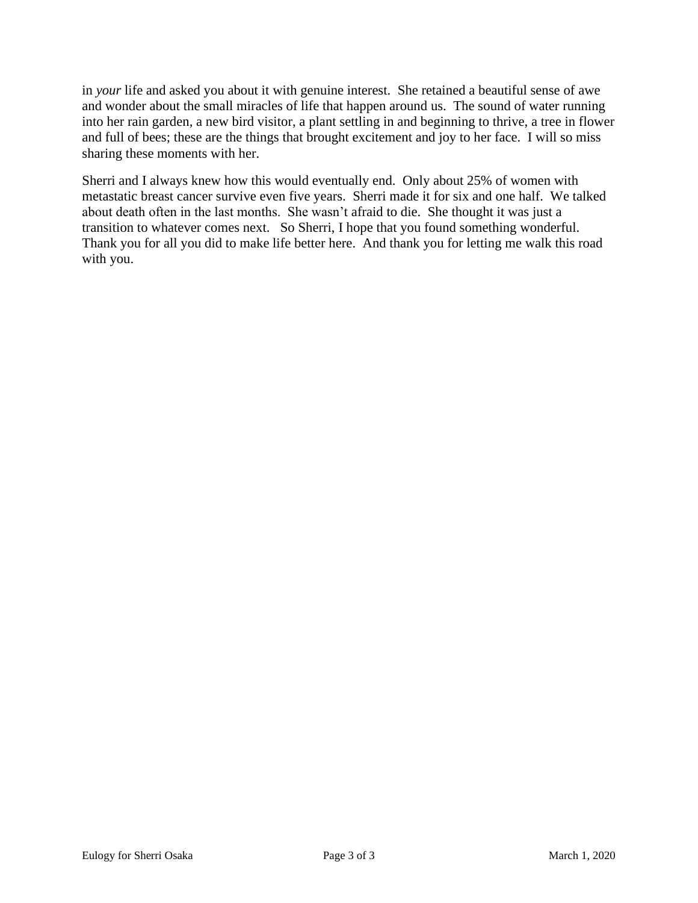in *your* life and asked you about it with genuine interest. She retained a beautiful sense of awe and wonder about the small miracles of life that happen around us. The sound of water running into her rain garden, a new bird visitor, a plant settling in and beginning to thrive, a tree in flower and full of bees; these are the things that brought excitement and joy to her face. I will so miss sharing these moments with her.

Sherri and I always knew how this would eventually end. Only about 25% of women with metastatic breast cancer survive even five years. Sherri made it for six and one half. We talked about death often in the last months. She wasn't afraid to die. She thought it was just a transition to whatever comes next. So Sherri, I hope that you found something wonderful. Thank you for all you did to make life better here. And thank you for letting me walk this road with you.